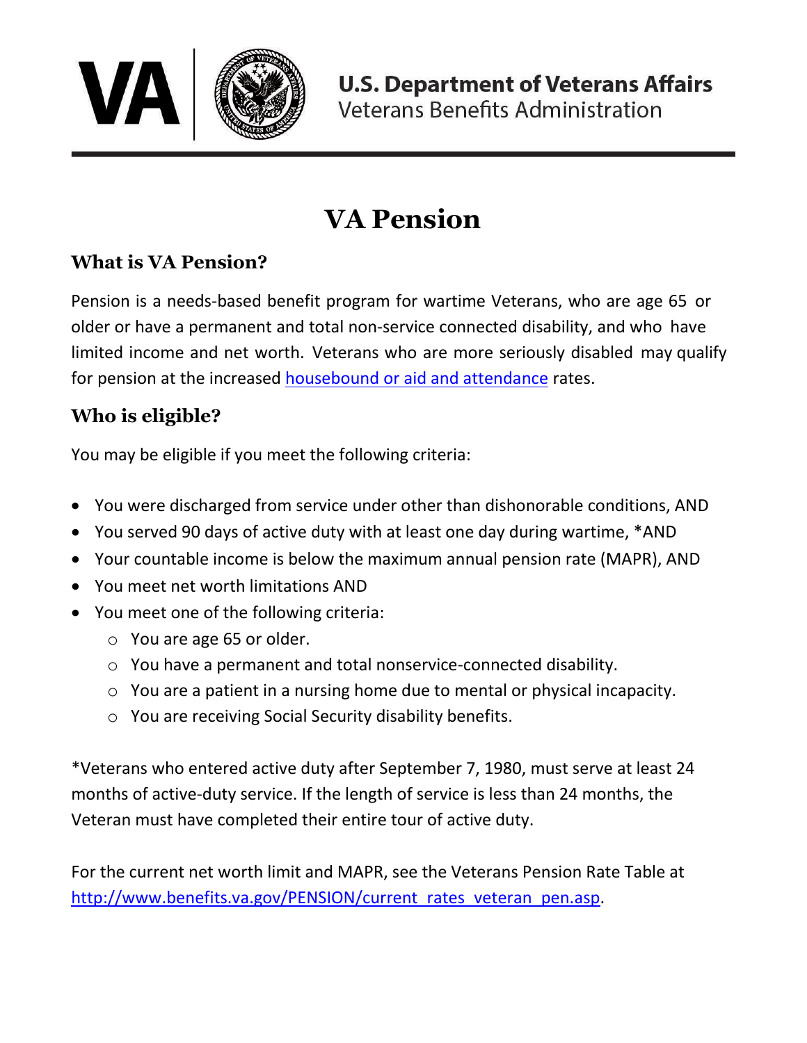U.S. Department of Veterans Affairs
Veterans Benefits Administration

# VA Pension

## What is VA Pension?

Pension is a needs-based benefit program for wartime Veterans, who are age 65 or older or have a permanent and total non-service connected disability, and who have limited income and net worth. Veterans who are more seriously disabled may qualify for pension at the increased housebound or aid and attendance rates.

## Who is eligible?

You may be eligible if you meet the following criteria:

- You were discharged from service under other than dishonorable conditions, AND
- You served 90 days of active duty with at least one day during wartime, *AND
- Your countable income is below the maximum annual pension rate (MAPR), AND
- You meet net worth limitations AND
- You meet one of the following criteria:
  - You are age 65 or older.
  - You have a permanent and total nonservice-connected disability.
  - You are a patient in a nursing home due to mental or physical incapacity.
  - You are receiving Social Security disability benefits.

*Veterans who entered active duty after September 7, 1980, must serve at least 24 months of active-duty service. If the length of service is less than 24 months, the Veteran must have completed their entire tour of active duty.

For the current net worth limit and MAPR, see the Veterans Pension Rate Table at http://www.benefits.va.gov/PENSION/current_rates_veteran_pen.asp.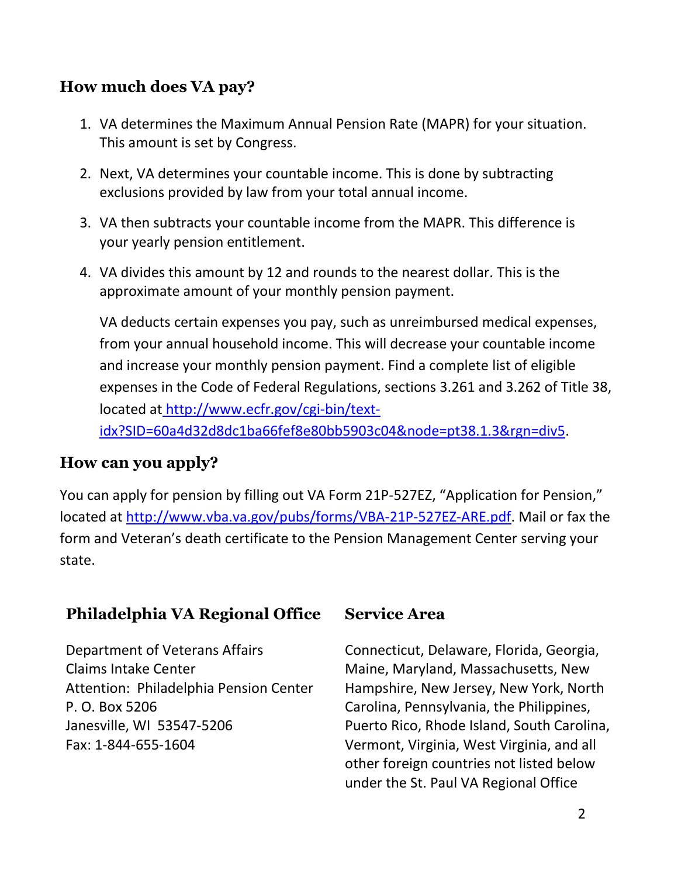## How much does VA pay?

1. VA determines the Maximum Annual Pension Rate (MAPR) for your situation. This amount is set by Congress.
2. Next, VA determines your countable income. This is done by subtracting exclusions provided by law from your total annual income.
3. VA then subtracts your countable income from the MAPR. This difference is your yearly pension entitlement.
4. VA divides this amount by 12 and rounds to the nearest dollar. This is the approximate amount of your monthly pension payment.

   VA deducts certain expenses you pay, such as unreimbursed medical expenses, from your annual household income. This will decrease your countable income and increase your monthly pension payment. Find a complete list of eligible expenses in the Code of Federal Regulations, sections 3.261 and 3.262 of Title 38, located at http://www.ecfr.gov/cgi-bin/text-idx?SID=60a4d32d8dc1ba66fef8e80bb5903c04&node=pt38.1.3&rgn=div5.

## How can you apply?

You can apply for pension by filling out VA Form 21P-527EZ, "Application for Pension," located at http://www.vba.va.gov/pubs/forms/VBA-21P-527EZ-ARE.pdf. Mail or fax the form and Veteran's death certificate to the Pension Management Center serving your state.

| Philadelphia VA Regional Office | Service Area |
| --- | --- |
| Department of Veterans Affairs<br>Claims Intake Center<br>Attention: Philadelphia Pension Center<br>P. O. Box 5206<br>Janesville, WI 53547-5206<br>Fax: 1-844-655-1604 | Connecticut, Delaware, Florida, Georgia, Maine, Maryland, Massachusetts, New Hampshire, New Jersey, New York, North Carolina, Pennsylvania, the Philippines, Puerto Rico, Rhode Island, South Carolina, Vermont, Virginia, West Virginia, and all other foreign countries not listed below under the St. Paul VA Regional Office |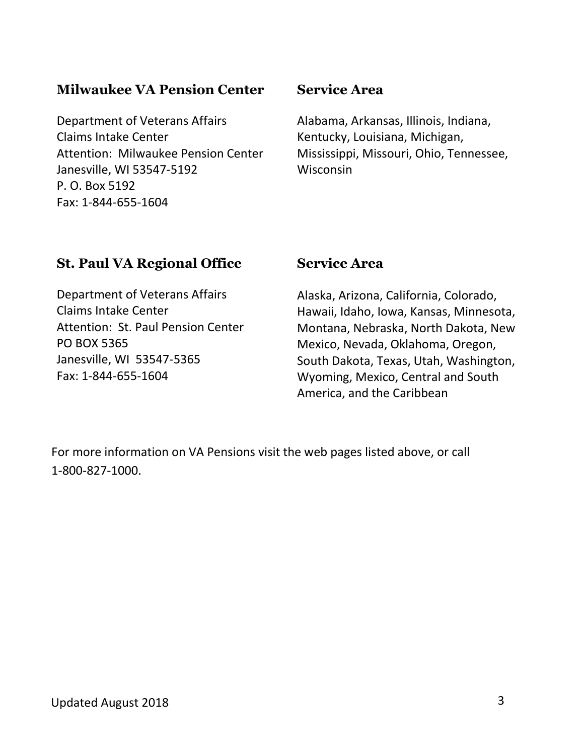### Milwaukee VA Pension Center

Department of Veterans Affairs
Claims Intake Center
Attention: Milwaukee Pension Center
Janesville, WI 53547-5192
P. O. Box 5192
Fax: 1-844-655-1604

### Service Area

Alabama, Arkansas, Illinois, Indiana, Kentucky, Louisiana, Michigan, Mississippi, Missouri, Ohio, Tennessee, Wisconsin

### St. Paul VA Regional Office

Department of Veterans Affairs
Claims Intake Center
Attention: St. Paul Pension Center
PO BOX 5365
Janesville, WI 53547-5365
Fax: 1-844-655-1604

### Service Area

Alaska, Arizona, California, Colorado, Hawaii, Idaho, Iowa, Kansas, Minnesota, Montana, Nebraska, North Dakota, New Mexico, Nevada, Oklahoma, Oregon, South Dakota, Texas, Utah, Washington, Wyoming, Mexico, Central and South America, and the Caribbean

For more information on VA Pensions visit the web pages listed above, or call 1-800-827-1000.

Updated August 2018